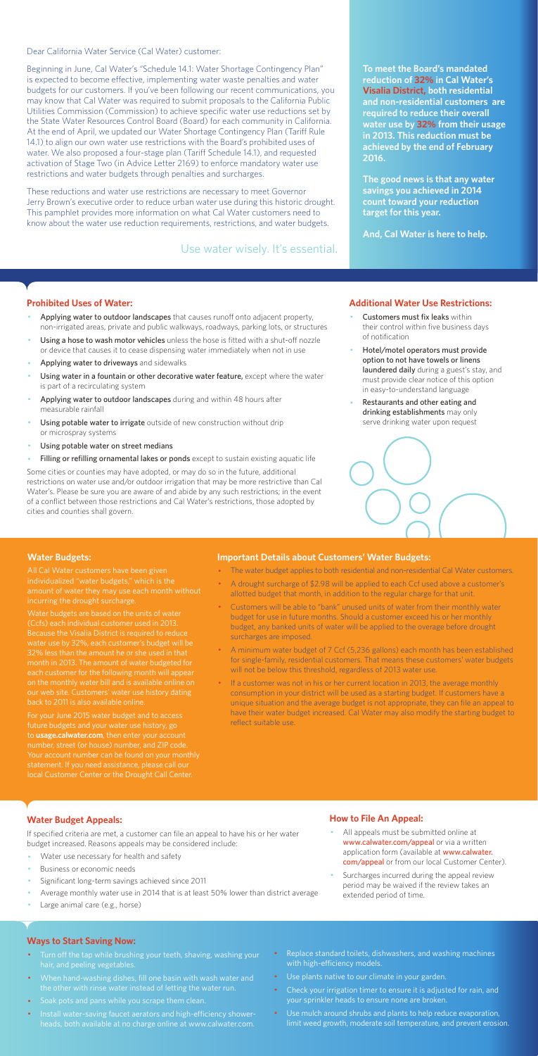Dear California Water Service (Cal Water) customer:

Beginning in June, Cal Water's "Schedule 14.1: Water Shortage Contingency Plan" is expected to become effective, implementing water waste penalties and water budgets for our customers. If you've been following our recent communications, you may know that Cal Water was required to submit proposals to the California Public Utilities Commission (Commission) to achieve specific water use reductions set by the State Water Resources Control Board (Board) for each community in California. At the end of April, we updated our Water Shortage Contingency Plan (Tariff Rule 14.1) to align our own water use restrictions with the Board's prohibited uses of water. We also proposed a four-stage plan (Tariff Schedule 14.1), and requested activation of Stage Two (in Advice Letter 2169) to enforce mandatory water use restrictions and water budgets through penalties and surcharges.

These reductions and water use restrictions are necessary to meet Governor Jerry Brown's executive order to reduce urban water use during this historic drought. This pamphlet provides more information on what Cal Water customers need to know about the water use reduction requirements, restrictions, and water budgets.

Use water wisely. It's essential.

**To meet the Board's mandated reduction of 32% in Cal Water's Visalia District, both residential and non-residential customers are required to reduce their overall water use by 32% from their usage in 2013. This reduction must be achieved by the end of February 2016.**

**The good news is that any water savings you achieved in 2014 count toward your reduction target for this year.**

**And, Cal Water is here to help.**

## Prohibited Uses of Water:

- **Applying water to outdoor landscapes** that causes runoff onto adjacent property, non-irrigated areas, private and public walkways, roadways, parking lots, or structures
- **Using a hose to wash motor vehicles** unless the hose is fitted with a shut-off nozzle or device that causes it to cease dispensing water immediately when not in use
- **Applying water to driveways** and sidewalks
- **Using water in a fountain or other decorative water feature,** except where the water is part of a recirculating system
- **Applying water to outdoor landscapes** during and within 48 hours after measurable rainfall
- **Using potable water to irrigate** outside of new construction without drip or microspray systems
- **Using potable water on street medians**
- **Filling or refilling ornamental lakes or ponds** except to sustain existing aquatic life

Some cities or counties may have adopted, or may do so in the future, additional restrictions on water use and/or outdoor irrigation that may be more restrictive than Cal Water's. Please be sure you are aware of and abide by any such restrictions; in the event of a conflict between those restrictions and Cal Water's restrictions, those adopted by cities and counties shall govern.

## Additional Water Use Restrictions:

- **Customers must fix leaks** within their control within five business days of notification
- **Hotel/motel operators must provide option to not have towels or linens laundered daily** during a guest's stay, and must provide clear notice of this option in easy-to-understand language
- **Restaurants and other eating and drinking establishments** may only serve drinking water upon request

## Water Budgets:

All Cal Water customers have been given individualized "water budgets," which is the amount of water they may use each month without incurring the drought surcharge.

Water budgets are based on the units of water (Ccfs) each individual customer used in 2013. Because the Visalia District is required to reduce water use by 32%, each customer's budget will be 32% less than the amount he or she used in that month in 2013. The amount of water budgeted for each customer for the following month will appear on the monthly water bill and is available online on our web site. Customers' water use history dating back to 2011 is also available online.

For your June 2015 water budget and to access future budgets and your water use history, go to **usage.calwater.com**, then enter your account number, street (or house) number, and ZIP code. Your account number can be found on your monthly statement. If you need assistance, please call our local Customer Center or the Drought Call Center.

## Important Details about Customers' Water Budgets:

- The water budget applies to both residential and non-residential Cal Water customers.
- A drought surcharge of $2.98 will be applied to each Ccf used above a customer's allotted budget that month, in addition to the regular charge for that unit.
- Customers will be able to "bank" unused units of water from their monthly water budget for use in future months. Should a customer exceed his or her monthly budget, any banked units of water will be applied to the overage before drought surcharges are imposed.
- A minimum water budget of 7 Ccf (5,236 gallons) each month has been established for single-family, residential customers. That means these customers' water budgets will not be below this threshold, regardless of 2013 water use.
- If a customer was not in his or her current location in 2013, the average monthly consumption in your district will be used as a starting budget. If customers have a unique situation and the average budget is not appropriate, they can file an appeal to have their water budget increased. Cal Water may also modify the starting budget to reflect suitable use.

## Water Budget Appeals:

If specified criteria are met, a customer can file an appeal to have his or her water budget increased. Reasons appeals may be considered include:

- Water use necessary for health and safety
- Business or economic needs
- Significant long-term savings achieved since 2011
- Average monthly water use in 2014 that is at least 50% lower than district average
- Large animal care (e.g., horse)

## How to File An Appeal:

- All appeals must be submitted online at www.calwater.com/appeal or via a written application form (available at www.calwater.com/appeal or from our local Customer Center).
- Surcharges incurred during the appeal review period may be waived if the review takes an extended period of time.

## Ways to Start Saving Now:

- Turn off the tap while brushing your teeth, shaving, washing your hair, and peeling vegetables.
- When hand-washing dishes, fill one basin with wash water and the other with rinse water instead of letting the water run.
- Soak pots and pans while you scrape them clean.
- Install water-saving faucet aerators and high-efficiency showerheads, both available at no charge online at www.calwater.com.
- Replace standard toilets, dishwashers, and washing machines with high-efficiency models.
- Use plants native to our climate in your garden.
- Check your irrigation timer to ensure it is adjusted for rain, and your sprinkler heads to ensure none are broken.
- Use mulch around shrubs and plants to help reduce evaporation, limit weed growth, moderate soil temperature, and prevent erosion.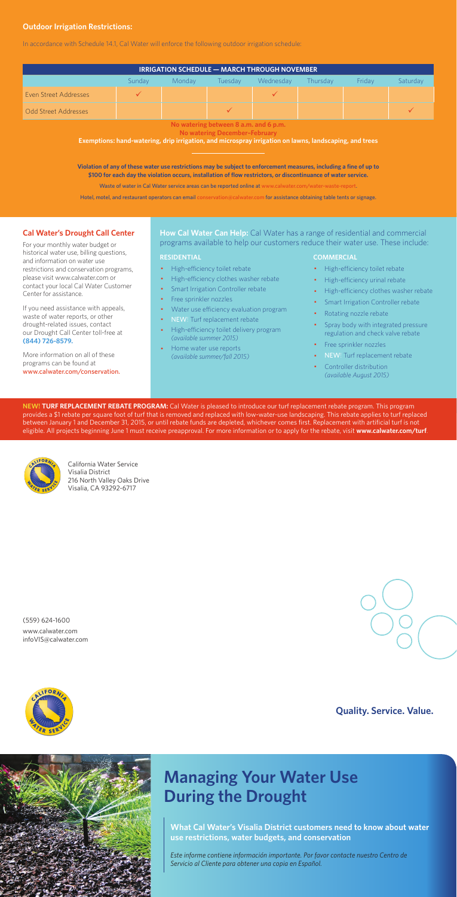## Outdoor Irrigation Restrictions:

In accordance with Schedule 14.1, Cal Water will enforce the following outdoor irrigation schedule:

| IRRIGATION SCHEDULE — MARCH THROUGH NOVEMBER | | | | | | | |
|---|---|---|---|---|---|---|---|
| | Sunday | Monday | Tuesday | Wednesday | Thursday | Friday | Saturday |
| Even Street Addresses | ✓ | | | ✓ | | | |
| Odd Street Addresses | | | ✓ | | | | ✓ |

**No watering between 8 a.m. and 6 p.m.**

**No watering December–February**

**Exemptions: hand-watering, drip irrigation, and microspray irrigation on lawns, landscaping, and trees**

**Violation of any of these water use restrictions may be subject to enforcement measures, including a fine of up to $100 for each day the violation occurs, installation of flow restrictors, or discontinuance of water service.**

Waste of water in Cal Water service areas can be reported online at www.calwater.com/water-waste-report.

Hotel, motel, and restaurant operators can email conservation@calwater.com for assistance obtaining table tents or signage.

### Cal Water's Drought Call Center

For your monthly water budget or historical water use, billing questions, and information on water use restrictions and conservation programs, please visit www.calwater.com or contact your local Cal Water Customer Center for assistance.

If you need assistance with appeals, waste of water reports, or other drought-related issues, contact our Drought Call Center toll-free at **(844) 726-8579.**

More information on all of these programs can be found at www.calwater.com/conservation.

**How Cal Water Can Help:** Cal Water has a range of residential and commercial programs available to help our customers reduce their water use. These include:

**RESIDENTIAL**

- High-efficiency toilet rebate
- High-efficiency clothes washer rebate
- Smart Irrigation Controller rebate
- Free sprinkler nozzles
- Water use efficiency evaluation program
- NEW! Turf replacement rebate
- High-efficiency toilet delivery program *(available summer 2015)*
- Home water use reports *(available summer/fall 2015)*

**COMMERCIAL**

- High-efficiency toilet rebate
- High-efficiency urinal rebate
- High-efficiency clothes washer rebate
- Smart Irrigation Controller rebate
- Rotating nozzle rebate
- Spray body with integrated pressure regulation and check valve rebate
- Free sprinkler nozzles
- NEW! Turf replacement rebate
- Controller distribution *(available August 2015)*

**NEW! TURF REPLACEMENT REBATE PROGRAM:** Cal Water is pleased to introduce our turf replacement rebate program. This program provides a $1 rebate per square foot of turf that is removed and replaced with low-water-use landscaping. This rebate applies to turf replaced between January 1 and December 31, 2015, or until rebate funds are depleted, whichever comes first. Replacement with artificial turf is not eligible. All projects beginning June 1 must receive preapproval. For more information or to apply for the rebate, visit **www.calwater.com/turf**.

California Water Service
Visalia District
216 North Valley Oaks Drive
Visalia, CA 93292-6717

(559) 624-1600
www.calwater.com
infoVIS@calwater.com

**Quality. Service. Value.**

# Managing Your Water Use During the Drought

**What Cal Water's Visalia District customers need to know about water use restrictions, water budgets, and conservation**

*Este informe contiene información importante. Por favor contacte nuestro Centro de Servicio al Cliente para obtener una copia en Español.*